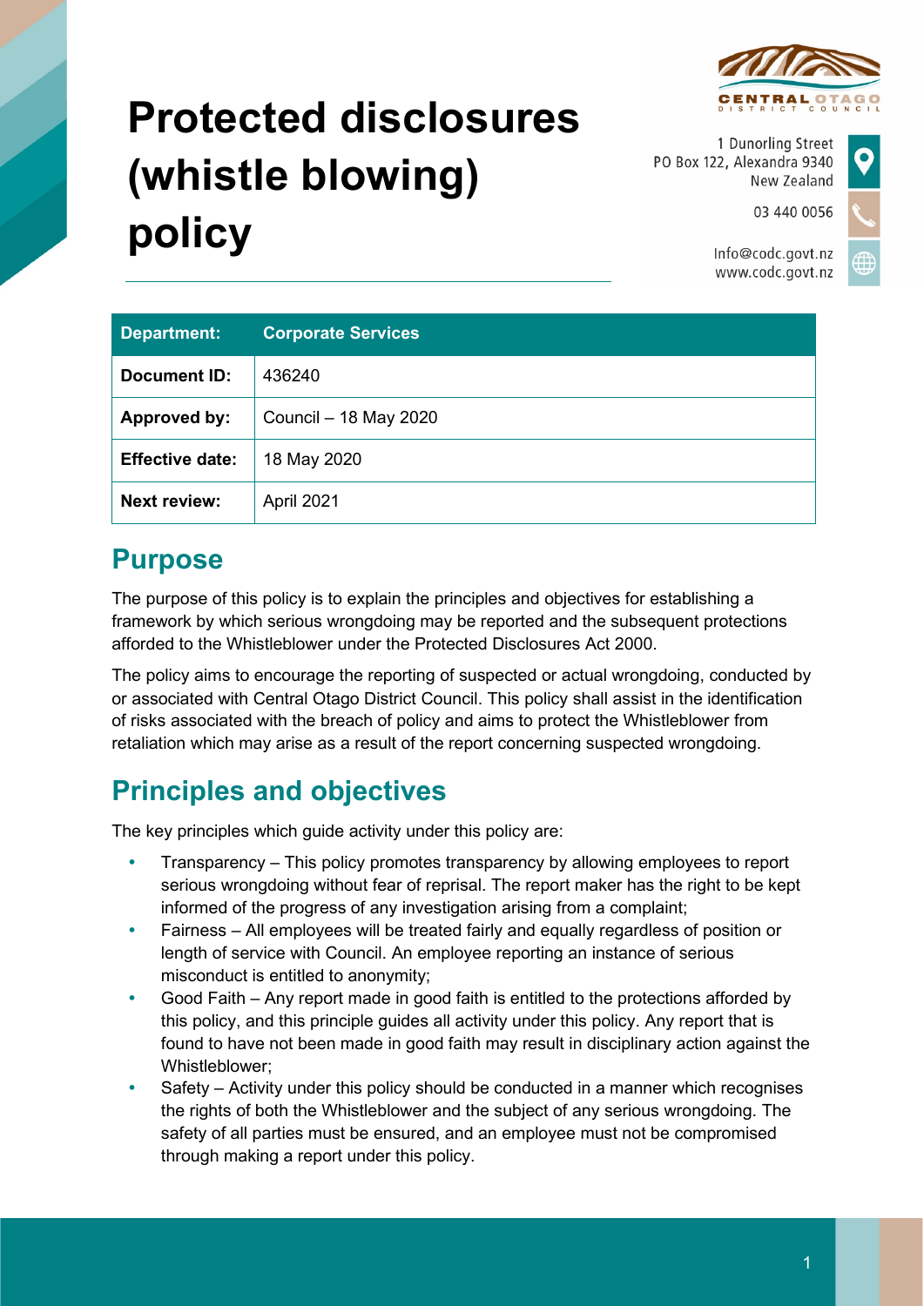# Protected disclosures (whistle blowing) policy

1 Dunorling Street
PO Box 122, Alexandra 9340
New Zealand

03 440 0056

Info@codc.govt.nz
www.codc.govt.nz

| Department: | Corporate Services |
| --- | --- |
| Document ID: | 436240 |
| Approved by: | Council – 18 May 2020 |
| Effective date: | 18 May 2020 |
| Next review: | April 2021 |

## Purpose

The purpose of this policy is to explain the principles and objectives for establishing a framework by which serious wrongdoing may be reported and the subsequent protections afforded to the Whistleblower under the Protected Disclosures Act 2000.

The policy aims to encourage the reporting of suspected or actual wrongdoing, conducted by or associated with Central Otago District Council. This policy shall assist in the identification of risks associated with the breach of policy and aims to protect the Whistleblower from retaliation which may arise as a result of the report concerning suspected wrongdoing.

## Principles and objectives

The key principles which guide activity under this policy are:

- Transparency – This policy promotes transparency by allowing employees to report serious wrongdoing without fear of reprisal. The report maker has the right to be kept informed of the progress of any investigation arising from a complaint;
- Fairness – All employees will be treated fairly and equally regardless of position or length of service with Council. An employee reporting an instance of serious misconduct is entitled to anonymity;
- Good Faith – Any report made in good faith is entitled to the protections afforded by this policy, and this principle guides all activity under this policy. Any report that is found to have not been made in good faith may result in disciplinary action against the Whistleblower;
- Safety – Activity under this policy should be conducted in a manner which recognises the rights of both the Whistleblower and the subject of any serious wrongdoing. The safety of all parties must be ensured, and an employee must not be compromised through making a report under this policy.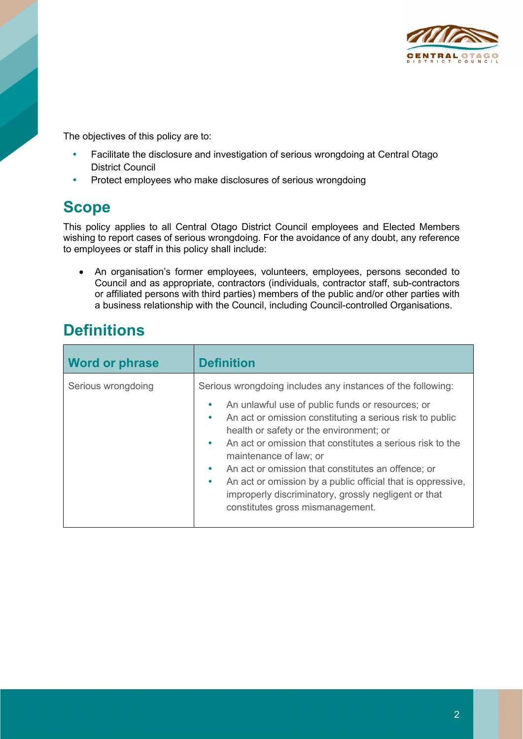The objectives of this policy are to:

- Facilitate the disclosure and investigation of serious wrongdoing at Central Otago District Council
- Protect employees who make disclosures of serious wrongdoing

## Scope

This policy applies to all Central Otago District Council employees and Elected Members wishing to report cases of serious wrongdoing. For the avoidance of any doubt, any reference to employees or staff in this policy shall include:

- An organisation's former employees, volunteers, employees, persons seconded to Council and as appropriate, contractors (individuals, contractor staff, sub-contractors or affiliated persons with third parties) members of the public and/or other parties with a business relationship with the Council, including Council-controlled Organisations.

## Definitions

| Word or phrase | Definition |
| --- | --- |
| Serious wrongdoing | Serious wrongdoing includes any instances of the following:<br>• An unlawful use of public funds or resources; or<br>• An act or omission constituting a serious risk to public health or safety or the environment; or<br>• An act or omission that constitutes a serious risk to the maintenance of law; or<br>• An act or omission that constitutes an offence; or<br>• An act or omission by a public official that is oppressive, improperly discriminatory, grossly negligent or that constitutes gross mismanagement. |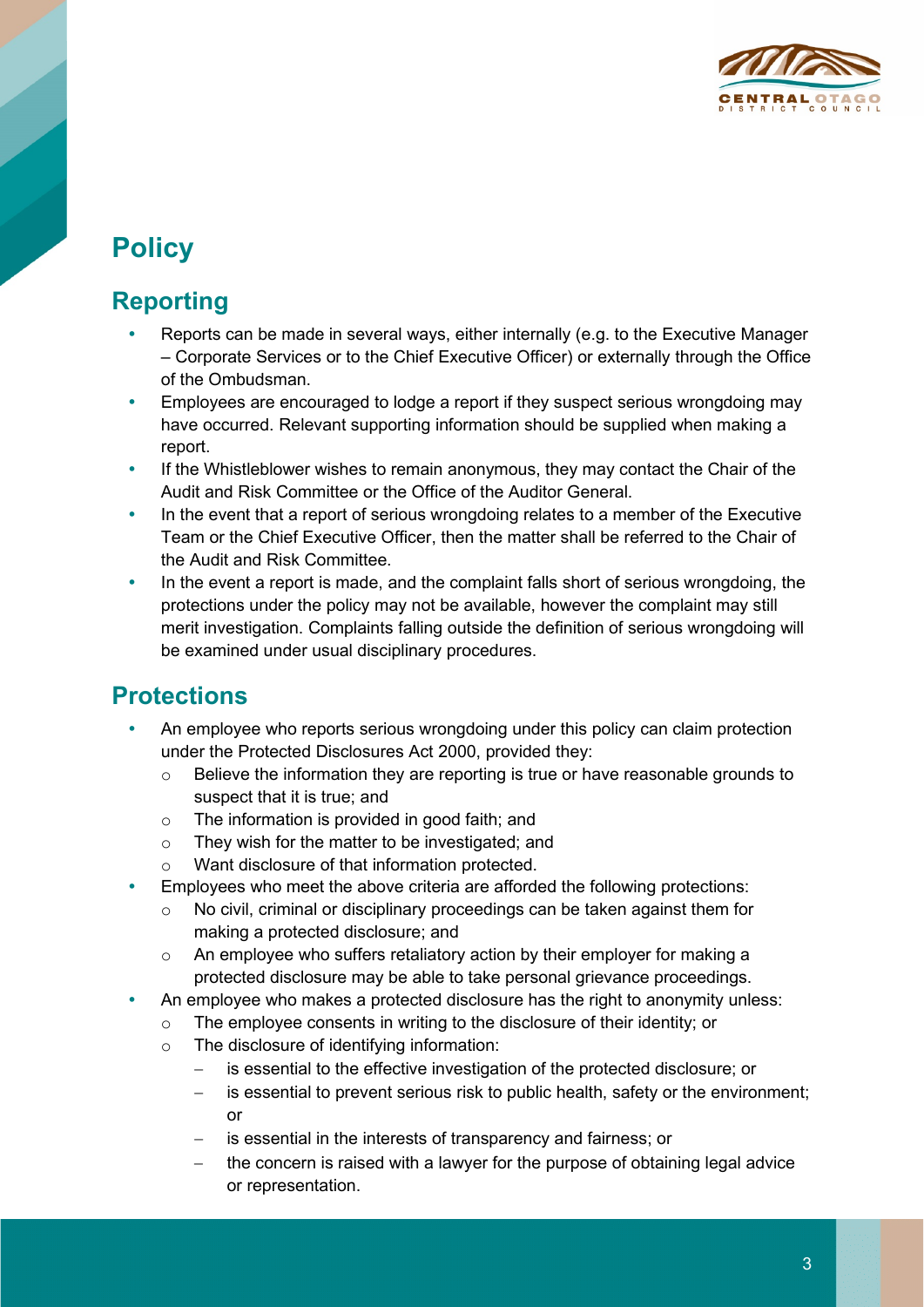# Policy

## Reporting

- Reports can be made in several ways, either internally (e.g. to the Executive Manager – Corporate Services or to the Chief Executive Officer) or externally through the Office of the Ombudsman.
- Employees are encouraged to lodge a report if they suspect serious wrongdoing may have occurred. Relevant supporting information should be supplied when making a report.
- If the Whistleblower wishes to remain anonymous, they may contact the Chair of the Audit and Risk Committee or the Office of the Auditor General.
- In the event that a report of serious wrongdoing relates to a member of the Executive Team or the Chief Executive Officer, then the matter shall be referred to the Chair of the Audit and Risk Committee.
- In the event a report is made, and the complaint falls short of serious wrongdoing, the protections under the policy may not be available, however the complaint may still merit investigation. Complaints falling outside the definition of serious wrongdoing will be examined under usual disciplinary procedures.

## Protections

- An employee who reports serious wrongdoing under this policy can claim protection under the Protected Disclosures Act 2000, provided they:
  - Believe the information they are reporting is true or have reasonable grounds to suspect that it is true; and
  - The information is provided in good faith; and
  - They wish for the matter to be investigated; and
  - Want disclosure of that information protected.
- Employees who meet the above criteria are afforded the following protections:
  - No civil, criminal or disciplinary proceedings can be taken against them for making a protected disclosure; and
  - An employee who suffers retaliatory action by their employer for making a protected disclosure may be able to take personal grievance proceedings.
- An employee who makes a protected disclosure has the right to anonymity unless:
  - The employee consents in writing to the disclosure of their identity; or
  - The disclosure of identifying information:
    - is essential to the effective investigation of the protected disclosure; or
    - is essential to prevent serious risk to public health, safety or the environment; or
    - is essential in the interests of transparency and fairness; or
    - the concern is raised with a lawyer for the purpose of obtaining legal advice or representation.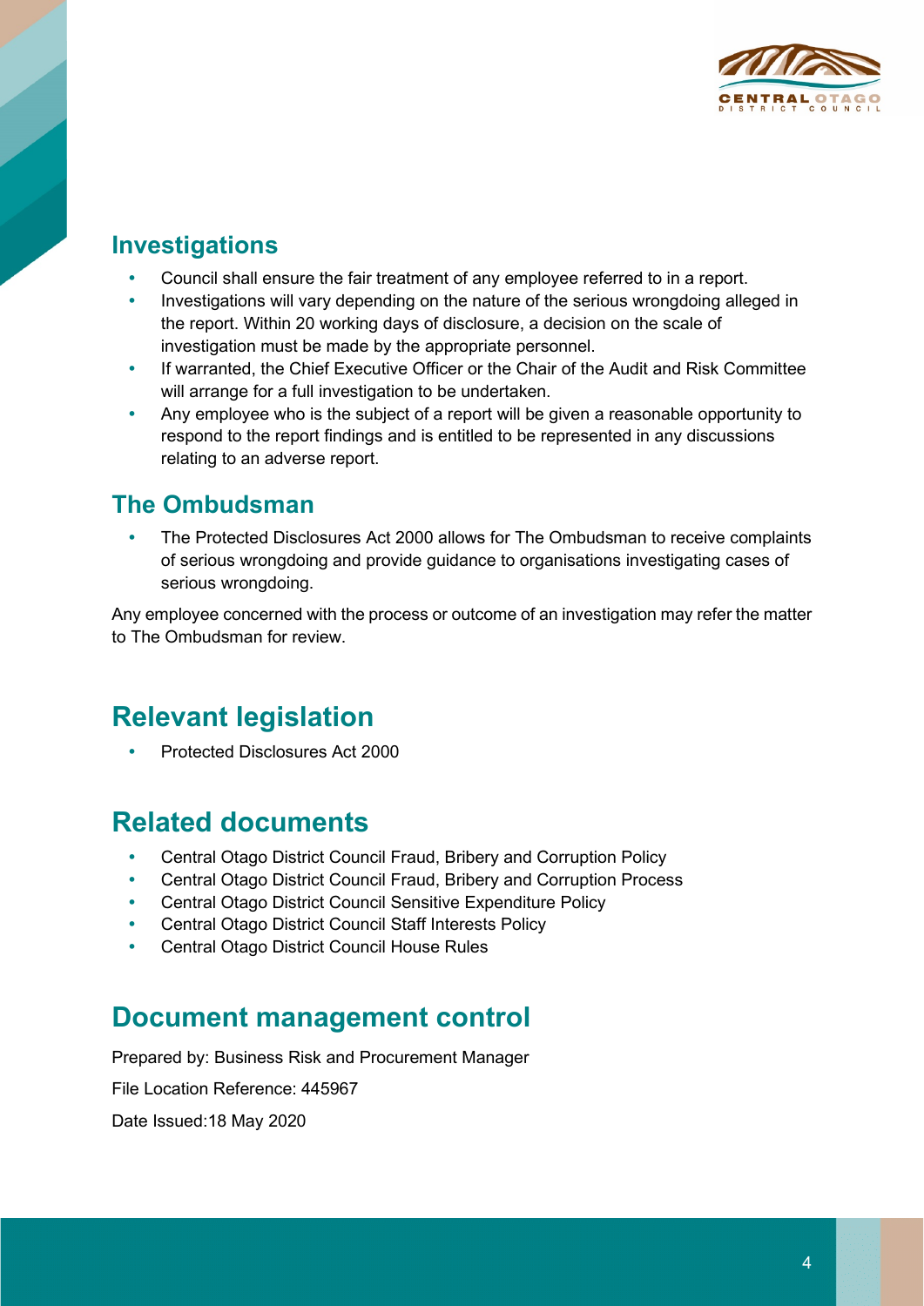## Investigations

- Council shall ensure the fair treatment of any employee referred to in a report.
- Investigations will vary depending on the nature of the serious wrongdoing alleged in the report. Within 20 working days of disclosure, a decision on the scale of investigation must be made by the appropriate personnel.
- If warranted, the Chief Executive Officer or the Chair of the Audit and Risk Committee will arrange for a full investigation to be undertaken.
- Any employee who is the subject of a report will be given a reasonable opportunity to respond to the report findings and is entitled to be represented in any discussions relating to an adverse report.

## The Ombudsman

- The Protected Disclosures Act 2000 allows for The Ombudsman to receive complaints of serious wrongdoing and provide guidance to organisations investigating cases of serious wrongdoing.

Any employee concerned with the process or outcome of an investigation may refer the matter to The Ombudsman for review.

# Relevant legislation

- Protected Disclosures Act 2000

# Related documents

- Central Otago District Council Fraud, Bribery and Corruption Policy
- Central Otago District Council Fraud, Bribery and Corruption Process
- Central Otago District Council Sensitive Expenditure Policy
- Central Otago District Council Staff Interests Policy
- Central Otago District Council House Rules

# Document management control

Prepared by: Business Risk and Procurement Manager

File Location Reference: 445967

Date Issued:18 May 2020